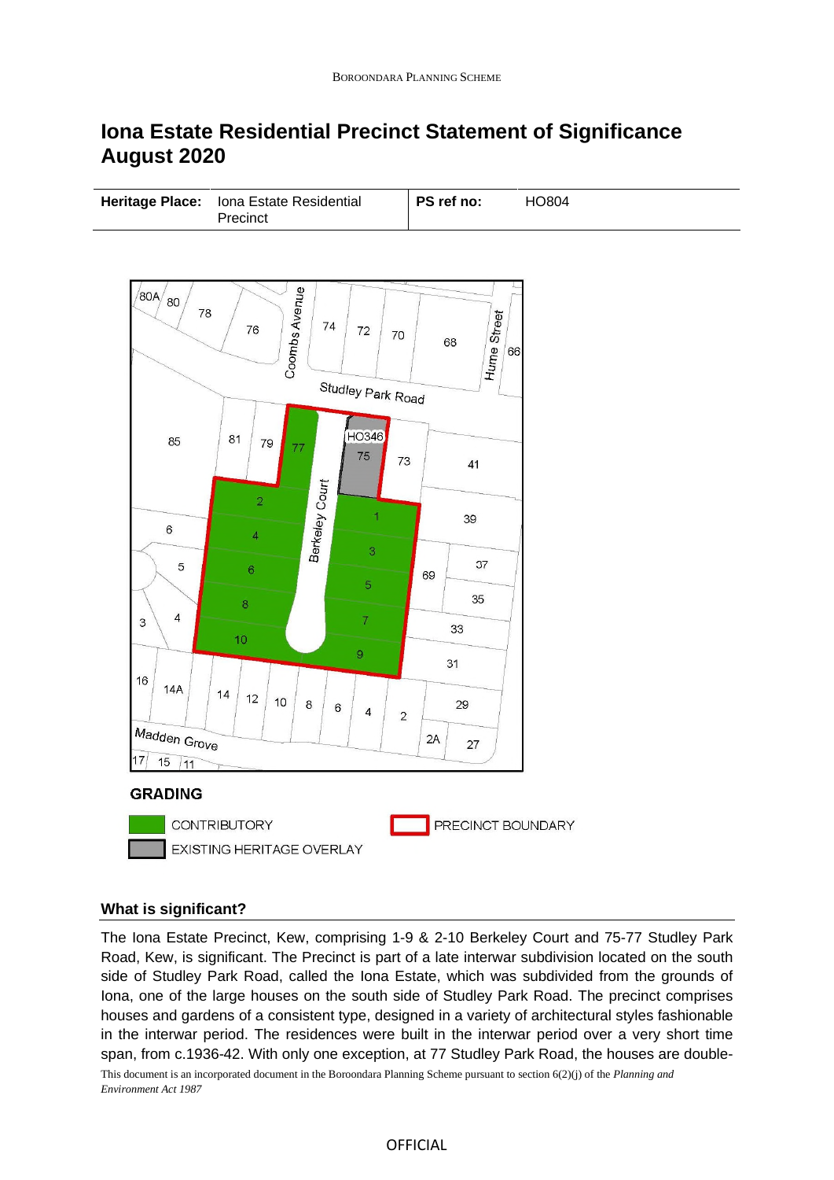# Iona Estate Residential Precinct Statement of Significance August 2020

| Heritage Place: | Iona Estate Residential Precinct | PS ref no: | HO804 |
| --- | --- | --- | --- |

GRADING

- CONTRIBUTORY
- EXISTING HERITAGE OVERLAY
- PRECINCT BOUNDARY

## What is significant?

The Iona Estate Precinct, Kew, comprising 1-9 & 2-10 Berkeley Court and 75-77 Studley Park Road, Kew, is significant. The Precinct is part of a late interwar subdivision located on the south side of Studley Park Road, called the Iona Estate, which was subdivided from the grounds of Iona, one of the large houses on the south side of Studley Park Road. The precinct comprises houses and gardens of a consistent type, designed in a variety of architectural styles fashionable in the interwar period. The residences were built in the interwar period over a very short time span, from c.1936-42. With only one exception, at 77 Studley Park Road, the houses are double-

This document is an incorporated document in the Boroondara Planning Scheme pursuant to section 6(2)(j) of the *Planning and Environment Act 1987*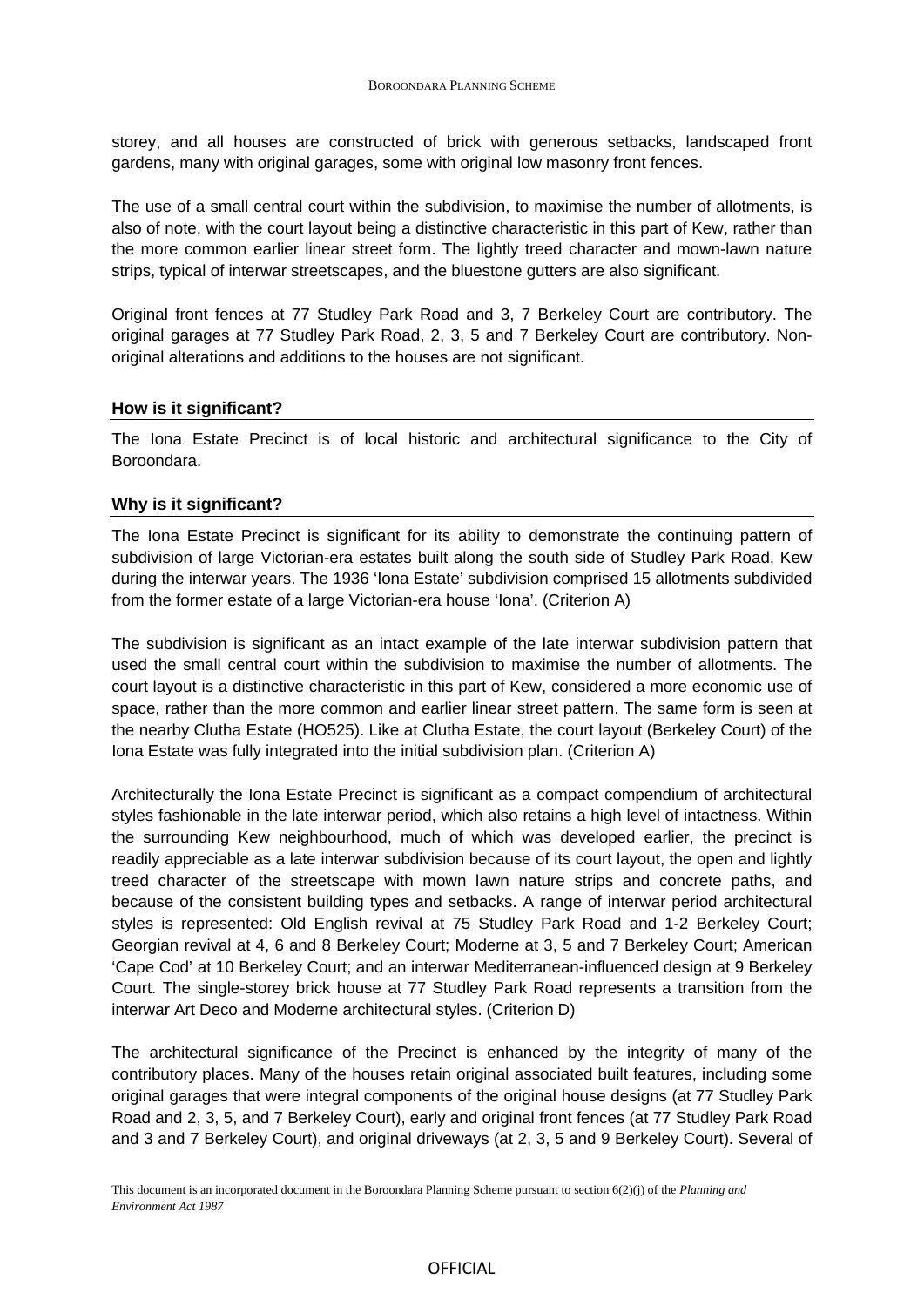storey, and all houses are constructed of brick with generous setbacks, landscaped front gardens, many with original garages, some with original low masonry front fences.

The use of a small central court within the subdivision, to maximise the number of allotments, is also of note, with the court layout being a distinctive characteristic in this part of Kew, rather than the more common earlier linear street form. The lightly treed character and mown-lawn nature strips, typical of interwar streetscapes, and the bluestone gutters are also significant.

Original front fences at 77 Studley Park Road and 3, 7 Berkeley Court are contributory. The original garages at 77 Studley Park Road, 2, 3, 5 and 7 Berkeley Court are contributory. Non-original alterations and additions to the houses are not significant.

### How is it significant?

The Iona Estate Precinct is of local historic and architectural significance to the City of Boroondara.

### Why is it significant?

The Iona Estate Precinct is significant for its ability to demonstrate the continuing pattern of subdivision of large Victorian-era estates built along the south side of Studley Park Road, Kew during the interwar years. The 1936 'Iona Estate' subdivision comprised 15 allotments subdivided from the former estate of a large Victorian-era house 'Iona'. (Criterion A)

The subdivision is significant as an intact example of the late interwar subdivision pattern that used the small central court within the subdivision to maximise the number of allotments. The court layout is a distinctive characteristic in this part of Kew, considered a more economic use of space, rather than the more common and earlier linear street pattern. The same form is seen at the nearby Clutha Estate (HO525). Like at Clutha Estate, the court layout (Berkeley Court) of the Iona Estate was fully integrated into the initial subdivision plan. (Criterion A)

Architecturally the Iona Estate Precinct is significant as a compact compendium of architectural styles fashionable in the late interwar period, which also retains a high level of intactness. Within the surrounding Kew neighbourhood, much of which was developed earlier, the precinct is readily appreciable as a late interwar subdivision because of its court layout, the open and lightly treed character of the streetscape with mown lawn nature strips and concrete paths, and because of the consistent building types and setbacks. A range of interwar period architectural styles is represented: Old English revival at 75 Studley Park Road and 1-2 Berkeley Court; Georgian revival at 4, 6 and 8 Berkeley Court; Moderne at 3, 5 and 7 Berkeley Court; American 'Cape Cod' at 10 Berkeley Court; and an interwar Mediterranean-influenced design at 9 Berkeley Court. The single-storey brick house at 77 Studley Park Road represents a transition from the interwar Art Deco and Moderne architectural styles. (Criterion D)

The architectural significance of the Precinct is enhanced by the integrity of many of the contributory places. Many of the houses retain original associated built features, including some original garages that were integral components of the original house designs (at 77 Studley Park Road and 2, 3, 5, and 7 Berkeley Court), early and original front fences (at 77 Studley Park Road and 3 and 7 Berkeley Court), and original driveways (at 2, 3, 5 and 9 Berkeley Court). Several of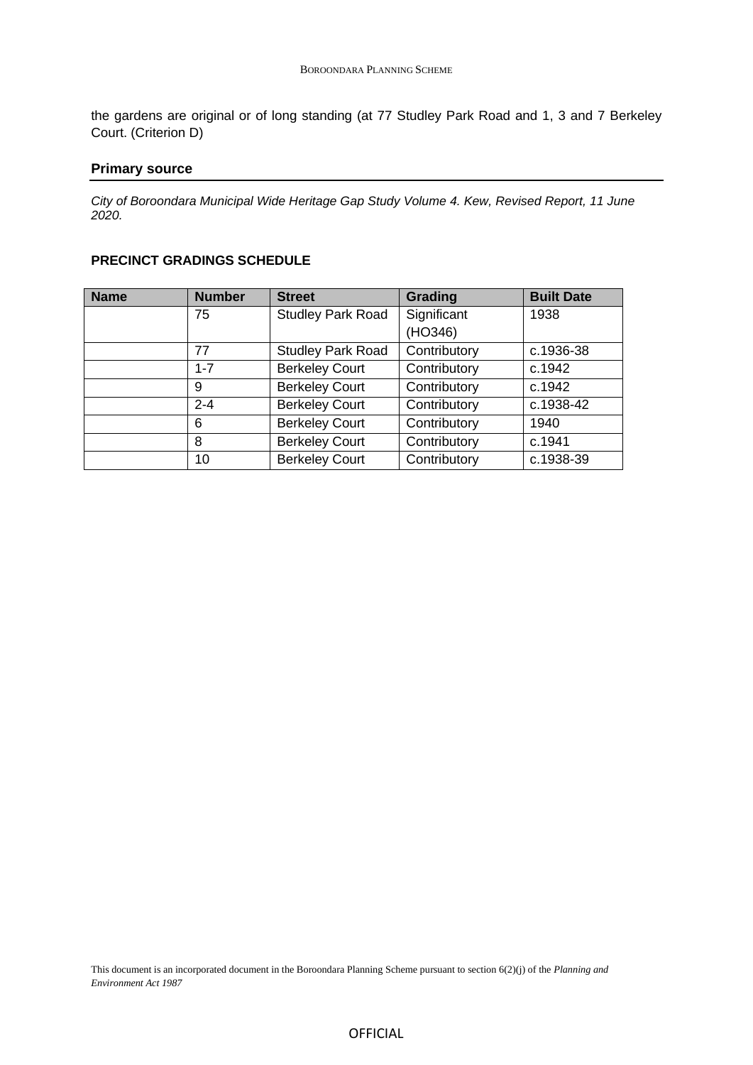the gardens are original or of long standing (at 77 Studley Park Road and 1, 3 and 7 Berkeley Court. (Criterion D)

**Primary source**

*City of Boroondara Municipal Wide Heritage Gap Study Volume 4. Kew, Revised Report, 11 June 2020.*

**PRECINCT GRADINGS SCHEDULE**

| Name | Number | Street | Grading | Built Date |
|---|---|---|---|---|
| | 75 | Studley Park Road | Significant (HO346) | 1938 |
| | 77 | Studley Park Road | Contributory | c.1936-38 |
| | 1-7 | Berkeley Court | Contributory | c.1942 |
| | 9 | Berkeley Court | Contributory | c.1942 |
| | 2-4 | Berkeley Court | Contributory | c.1938-42 |
| | 6 | Berkeley Court | Contributory | 1940 |
| | 8 | Berkeley Court | Contributory | c.1941 |
| | 10 | Berkeley Court | Contributory | c.1938-39 |

This document is an incorporated document in the Boroondara Planning Scheme pursuant to section 6(2)(j) of the *Planning and Environment Act 1987*